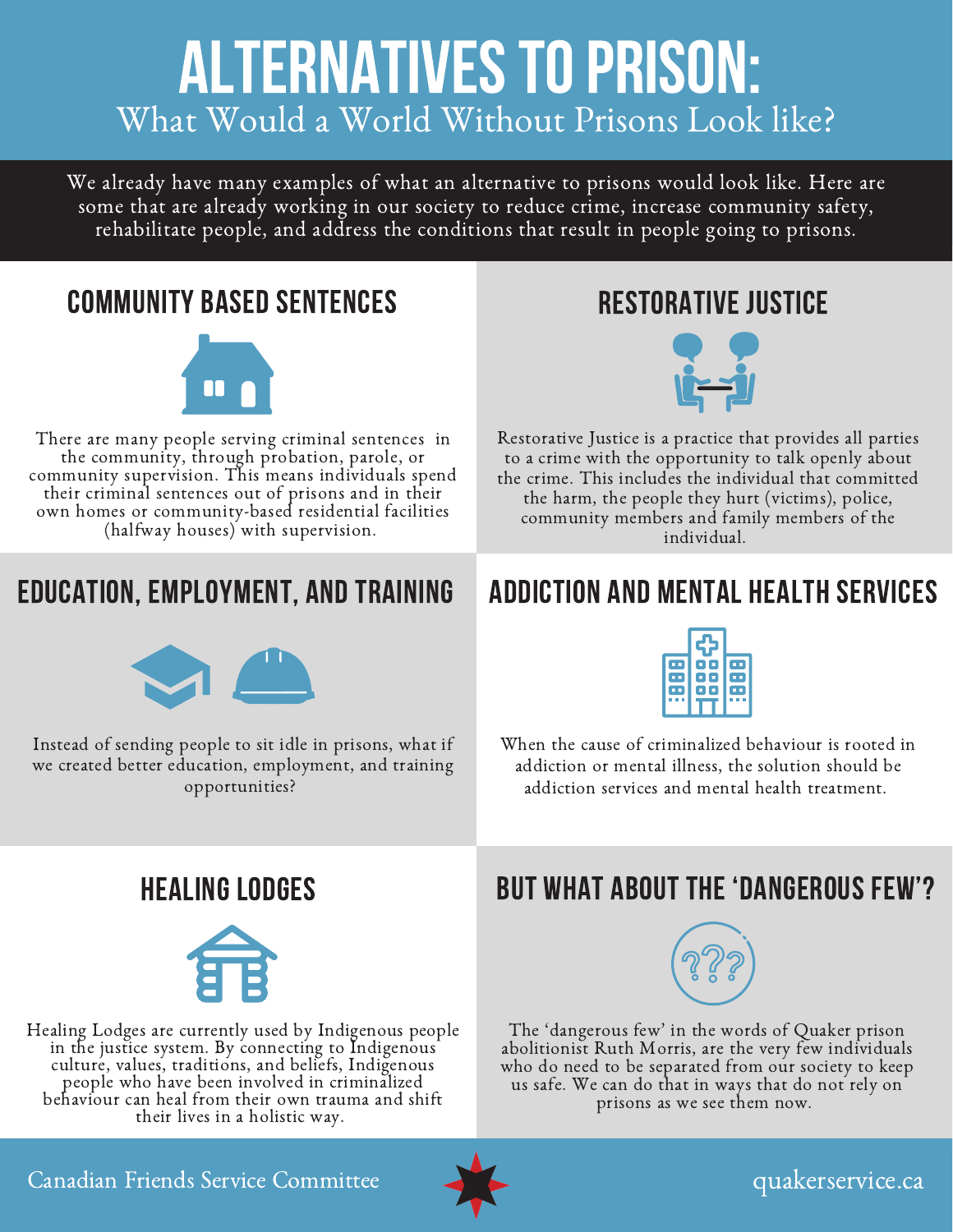# ALTERNATIVES TO PRISON:

What Would a World Without Prisons Look like?

We already have many examples of what an alternative to prisons would look like. Here are some that are already working in our society to reduce crime, increase community safety, rehabilitate people, and address the conditions that result in people going to prisons.

## COMMUNITY BASED SENTENCES

There are many people serving criminal sentences in the community, through probation, parole, or community supervision. This means individuals spend their criminal sentences out of prisons and in their own homes or community-based residential facilities (halfway houses) with supervision.

## RESTORATIVE JUSTICE

Restorative Justice is a practice that provides all parties to a crime with the opportunity to talk openly about the crime. This includes the individual that committed the harm, the people they hurt (victims), police, community members and family members of the individual.

## EDUCATION, EMPLOYMENT, AND TRAINING

Instead of sending people to sit idle in prisons, what if we created better education, employment, and training opportunities?

## ADDICTION AND MENTAL HEALTH SERVICES

When the cause of criminalized behaviour is rooted in addiction or mental illness, the solution should be addiction services and mental health treatment.

## HEALING LODGES

Healing Lodges are currently used by Indigenous people in the justice system. By connecting to Indigenous culture, values, traditions, and beliefs, Indigenous people who have been involved in criminalized behaviour can heal from their own trauma and shift their lives in a holistic way.

## BUT WHAT ABOUT THE 'DANGEROUS FEW'?

The 'dangerous few' in the words of Quaker prison abolitionist Ruth Morris, are the very few individuals who do need to be separated from our society to keep us safe. We can do that in ways that do not rely on prisons as we see them now.

Canadian Friends Service Committee

quakerservice.ca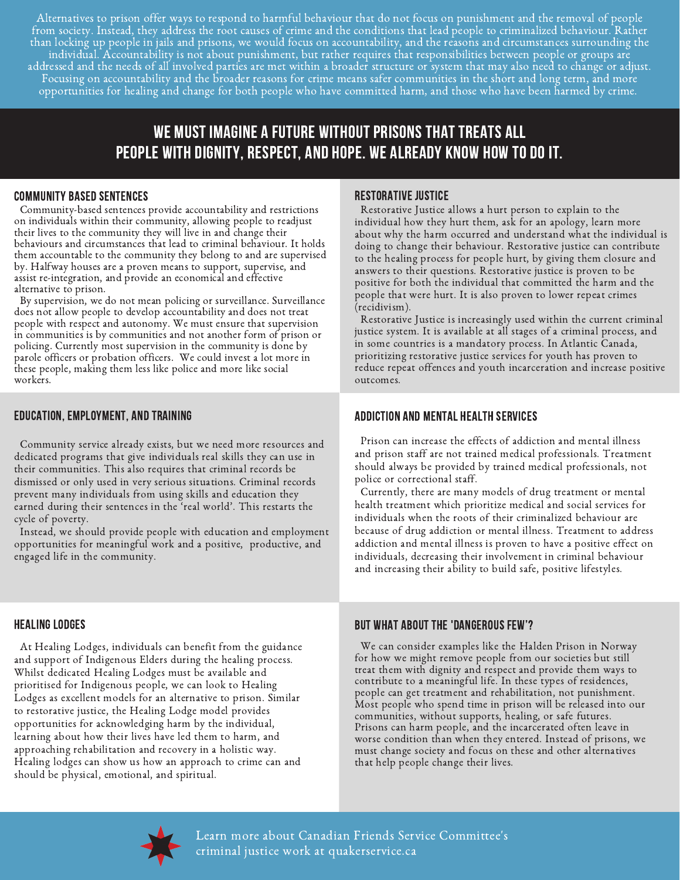Alternatives to prison offer ways to respond to harmful behaviour that do not focus on punishment and the removal of people from society. Instead, they address the root causes of crime and the conditions that lead people to criminalized behaviour. Rather than locking up people in jails and prisons, we would focus on accountability, and the reasons and circumstances surrounding the individual. Accountability is not about punishment, but rather requires that responsibilities between people or groups are addressed and the needs of all involved parties are met within a broader structure or system that may also need to change or adjust. Focusing on accountability and the broader reasons for crime means safer communities in the short and long term, and more opportunities for healing and change for both people who have committed harm, and those who have been harmed by crime.

## WE MUST IMAGINE A FUTURE WITHOUT PRISONS THAT TREATS ALL PEOPLE WITH DIGNITY, RESPECT, AND HOPE. WE ALREADY KNOW HOW TO DO IT.

### COMMUNITY BASED SENTENCES

Community-based sentences provide accountability and restrictions on individuals within their community, allowing people to readjust their lives to the community they will live in and change their behaviours and circumstances that lead to criminal behaviour. It holds them accountable to the community they belong to and are supervised by. Halfway houses are a proven means to support, supervise, and assist re-integration, and provide an economical and effective alternative to prison.

By supervision, we do not mean policing or surveillance. Surveillance does not allow people to develop accountability and does not treat people with respect and autonomy. We must ensure that supervision in communities is by communities and not another form of prison or policing. Currently most supervision in the community is done by parole officers or probation officers. We could invest a lot more in these people, making them less like police and more like social workers.

### RESTORATIVE JUSTICE

Restorative Justice allows a hurt person to explain to the individual how they hurt them, ask for an apology, learn more about why the harm occurred and understand what the individual is doing to change their behaviour. Restorative justice can contribute to the healing process for people hurt, by giving them closure and answers to their questions. Restorative justice is proven to be positive for both the individual that committed the harm and the people that were hurt. It is also proven to lower repeat crimes (recidivism).

Restorative Justice is increasingly used within the current criminal justice system. It is available at all stages of a criminal process, and in some countries is a mandatory process. In Atlantic Canada, prioritizing restorative justice services for youth has proven to reduce repeat offences and youth incarceration and increase positive outcomes.

### EDUCATION, EMPLOYMENT, AND TRAINING

Community service already exists, but we need more resources and dedicated programs that give individuals real skills they can use in their communities. This also requires that criminal records be dismissed or only used in very serious situations. Criminal records prevent many individuals from using skills and education they earned during their sentences in the 'real world'. This restarts the cycle of poverty.

Instead, we should provide people with education and employment opportunities for meaningful work and a positive, productive, and engaged life in the community.

### ADDICTION AND MENTAL HEALTH SERVICES

Prison can increase the effects of addiction and mental illness and prison staff are not trained medical professionals. Treatment should always be provided by trained medical professionals, not police or correctional staff.

Currently, there are many models of drug treatment or mental health treatment which prioritize medical and social services for individuals when the roots of their criminalized behaviour are because of drug addiction or mental illness. Treatment to address addiction and mental illness is proven to have a positive effect on individuals, decreasing their involvement in criminal behaviour and increasing their ability to build safe, positive lifestyles.

### HEALING LODGES

At Healing Lodges, individuals can benefit from the guidance and support of Indigenous Elders during the healing process. Whilst dedicated Healing Lodges must be available and prioritised for Indigenous people, we can look to Healing Lodges as excellent models for an alternative to prison. Similar to restorative justice, the Healing Lodge model provides opportunities for acknowledging harm by the individual, learning about how their lives have led them to harm, and approaching rehabilitation and recovery in a holistic way. Healing lodges can show us how an approach to crime can and should be physical, emotional, and spiritual.

### BUT WHAT ABOUT THE 'DANGEROUS FEW'?

We can consider examples like the Halden Prison in Norway for how we might remove people from our societies but still treat them with dignity and respect and provide them ways to contribute to a meaningful life. In these types of residences, people can get treatment and rehabilitation, not punishment. Most people who spend time in prison will be released into our communities, without supports, healing, or safe futures. Prisons can harm people, and the incarcerated often leave in worse condition than when they entered. Instead of prisons, we must change society and focus on these and other alternatives that help people change their lives.

Learn more about Canadian Friends Service Committee's criminal justice work at quakerservice.ca